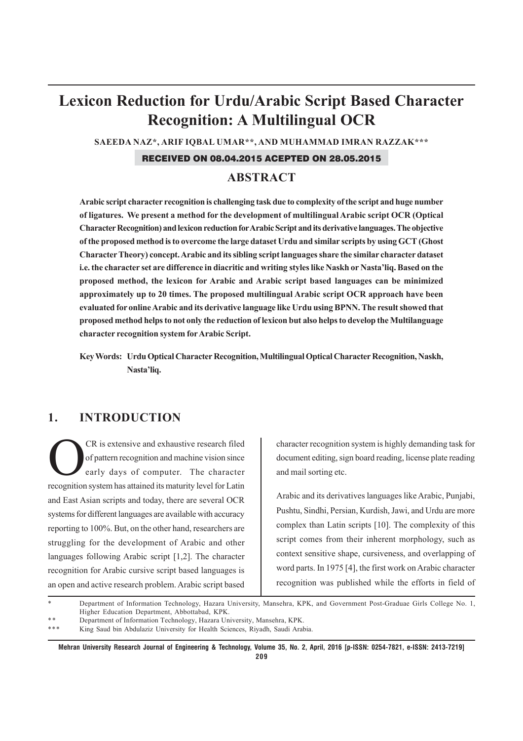# Lexicon Reduction for Urdu/Arabic Script Based Character Recognition: A Multilingual OCR

**SAEEDA NAZ*, ARIF IQBAL UMAR**, AND MUHAMMAD IMRAN RAZZAK*****

**RECEIVED ON 08.04.2015 ACEPTED ON 28.05.2015**

## ABSTRACT

**Arabic script character recognition is challenging task due to complexity of the script and huge number of ligatures. We present a method for the development of multilingual Arabic script OCR (Optical Character Recognition) and lexicon reduction for Arabic Script and its derivative languages. The objective of the proposed method is to overcome the large dataset Urdu and similar scripts by using GCT (Ghost Character Theory) concept. Arabic and its sibling script languages share the similar character dataset i.e. the character set are difference in diacritic and writing styles like Naskh or Nasta'liq. Based on the proposed method, the lexicon for Arabic and Arabic script based languages can be minimized approximately up to 20 times. The proposed multilingual Arabic script OCR approach have been evaluated for online Arabic and its derivative language like Urdu using BPNN. The result showed that proposed method helps to not only the reduction of lexicon but also helps to develop the Multilanguage character recognition system for Arabic Script.**

**Key Words: Urdu Optical Character Recognition, Multilingual Optical Character Recognition, Naskh, Nasta'liq.**

## 1. INTRODUCTION

OCR is extensive and exhaustive research filed of pattern recognition and machine vision since early days of computer. The character recognition system has attained its maturity level for Latin and East Asian scripts and today, there are several OCR systems for different languages are available with accuracy reporting to 100%. But, on the other hand, researchers are struggling for the development of Arabic and other languages following Arabic script [1,2]. The character recognition for Arabic cursive script based languages is an open and active research problem. Arabic script based character recognition system is highly demanding task for document editing, sign board reading, license plate reading and mail sorting etc.

Arabic and its derivatives languages like Arabic, Punjabi, Pushtu, Sindhi, Persian, Kurdish, Jawi, and Urdu are more complex than Latin scripts [10]. The complexity of this script comes from their inherent morphology, such as context sensitive shape, cursiveness, and overlapping of word parts. In 1975 [4], the first work on Arabic character recognition was published while the efforts in field of

\* Department of Information Technology, Hazara University, Mansehra, KPK, and Government Post-Graduae Girls College No. 1, Higher Education Department, Abbottabad, KPK.

\*\* Department of Information Technology, Hazara University, Mansehra, KPK.

\*\*\* King Saud bin Abdulaziz University for Health Sciences, Riyadh, Saudi Arabia.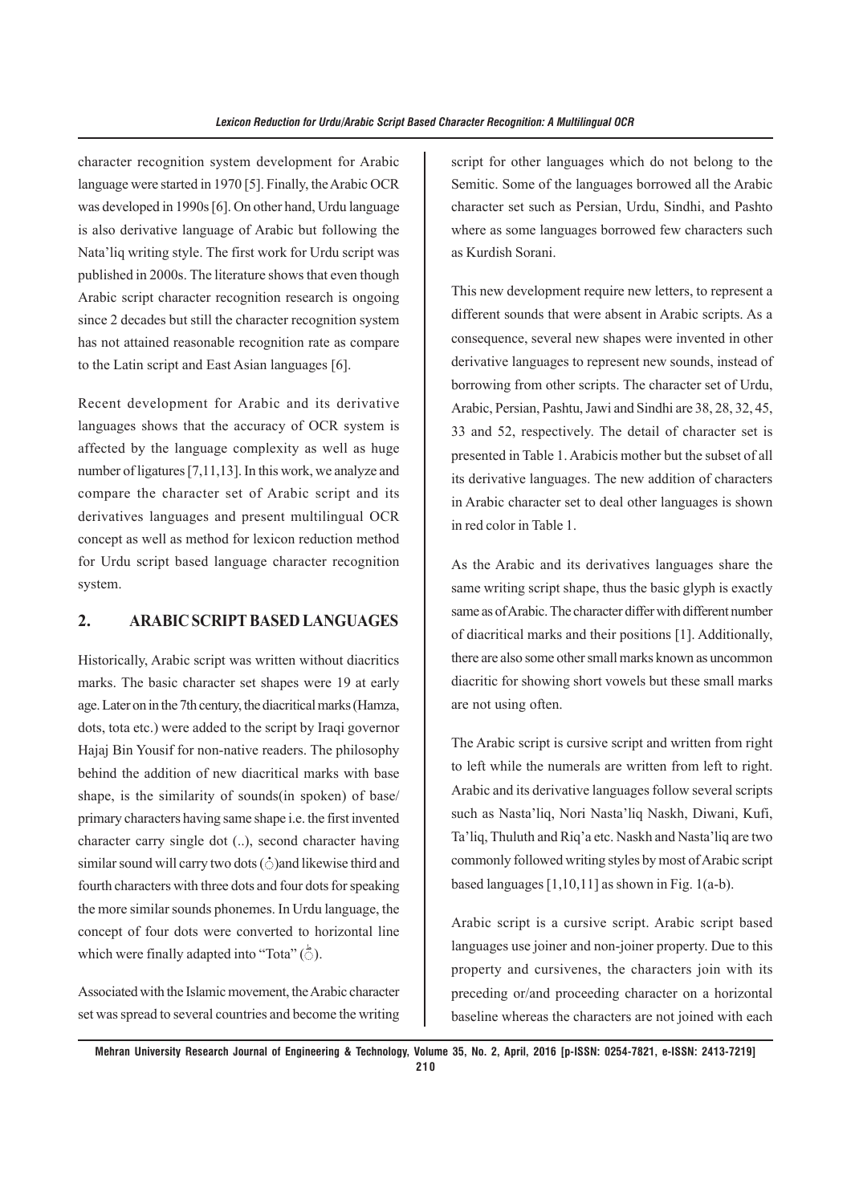character recognition system development for Arabic language were started in 1970 [5]. Finally, the Arabic OCR was developed in 1990s [6]. On other hand, Urdu language is also derivative language of Arabic but following the Nata'liq writing style. The first work for Urdu script was published in 2000s. The literature shows that even though Arabic script character recognition research is ongoing since 2 decades but still the character recognition system has not attained reasonable recognition rate as compare to the Latin script and East Asian languages [6].

Recent development for Arabic and its derivative languages shows that the accuracy of OCR system is affected by the language complexity as well as huge number of ligatures [7,11,13]. In this work, we analyze and compare the character set of Arabic script and its derivatives languages and present multilingual OCR concept as well as method for lexicon reduction method for Urdu script based language character recognition system.

## 2. ARABIC SCRIPT BASED LANGUAGES

Historically, Arabic script was written without diacritics marks. The basic character set shapes were 19 at early age. Later on in the 7th century, the diacritical marks (Hamza, dots, tota etc.) were added to the script by Iraqi governor Hajaj Bin Yousif for non-native readers. The philosophy behind the addition of new diacritical marks with base shape, is the similarity of sounds(in spoken) of base/ primary characters having same shape i.e. the first invented character carry single dot (..), second character having similar sound will carry two dots (ْ)and likewise third and fourth characters with three dots and four dots for speaking the more similar sounds phonemes. In Urdu language, the concept of four dots were converted to horizontal line which were finally adapted into "Tota" (ٗ).

Associated with the Islamic movement, the Arabic character set was spread to several countries and become the writing script for other languages which do not belong to the Semitic. Some of the languages borrowed all the Arabic character set such as Persian, Urdu, Sindhi, and Pashto where as some languages borrowed few characters such as Kurdish Sorani.

This new development require new letters, to represent a different sounds that were absent in Arabic scripts. As a consequence, several new shapes were invented in other derivative languages to represent new sounds, instead of borrowing from other scripts. The character set of Urdu, Arabic, Persian, Pashtu, Jawi and Sindhi are 38, 28, 32, 45, 33 and 52, respectively. The detail of character set is presented in Table 1. Arabicis mother but the subset of all its derivative languages. The new addition of characters in Arabic character set to deal other languages is shown in red color in Table 1.

As the Arabic and its derivatives languages share the same writing script shape, thus the basic glyph is exactly same as of Arabic. The character differ with different number of diacritical marks and their positions [1]. Additionally, there are also some other small marks known as uncommon diacritic for showing short vowels but these small marks are not using often.

The Arabic script is cursive script and written from right to left while the numerals are written from left to right. Arabic and its derivative languages follow several scripts such as Nasta'liq, Nori Nasta'liq Naskh, Diwani, Kufi, Ta'liq, Thuluth and Riq'a etc. Naskh and Nasta'liq are two commonly followed writing styles by most of Arabic script based languages [1,10,11] as shown in Fig. 1(a-b).

Arabic script is a cursive script. Arabic script based languages use joiner and non-joiner property. Due to this property and cursivenes, the characters join with its preceding or/and proceeding character on a horizontal baseline whereas the characters are not joined with each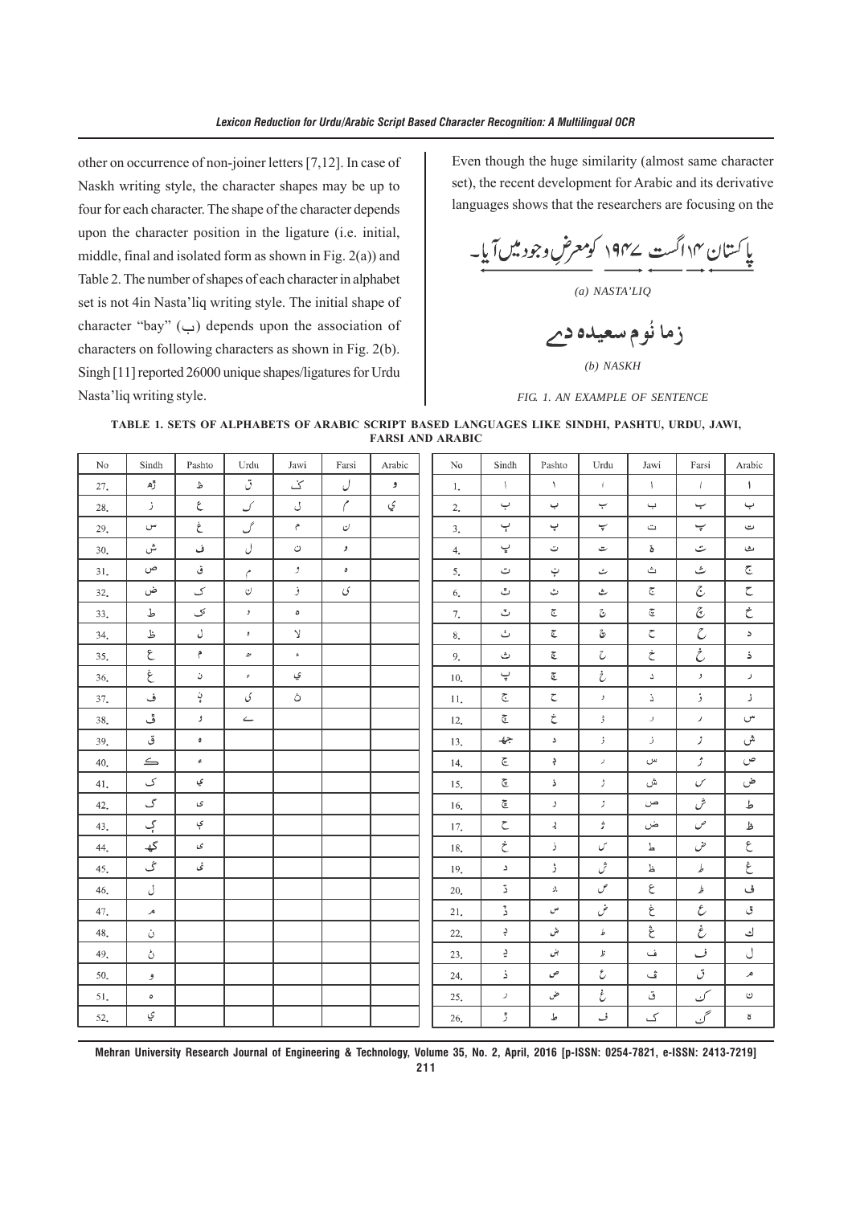other on occurrence of non-joiner letters [7,12]. In case of Naskh writing style, the character shapes may be up to four for each character. The shape of the character depends upon the character position in the ligature (i.e. initial, middle, final and isolated form as shown in Fig. 2(a)) and Table 2. The number of shapes of each character in alphabet set is not 4in Nasta'liq writing style. The initial shape of character "bay" (ب) depends upon the association of characters on following characters as shown in Fig. 2(b). Singh [11] reported 26000 unique shapes/ligatures for Urdu Nasta'liq writing style.

Even though the huge similarity (almost same character set), the recent development for Arabic and its derivative languages shows that the researchers are focusing on the

پاکستان ۱۴ اگست ۱۹۴۷ کومعرضِ وجود میں آیا۔

*(a) NASTA'LIQ*

زما ئوم سعيده دے

*(b) NASKH*

*FIG. 1. AN EXAMPLE OF SENTENCE*

**TABLE 1. SETS OF ALPHABETS OF ARABIC SCRIPT BASED LANGUAGES LIKE SINDHI, PASHTU, URDU, JAWI, FARSI AND ARABIC**

| No | Sindh | Pashto | Urdu | Jawi | Farsi | Arabic |
|---|---|---|---|---|---|---|
| 1. | ا | ا | ا | ا | ا | ا |
| 2. | ب | ب | ب | ب | ب | ب |
| 3. | ٻ | پ | پ | ت | پ | ت |
| 4. | ڀ | ت | ت | ة | ت | ث |
| 5. | ت | ټ | ٹ | ث | ث | ج |
| 6. | ٿ | ث | ث | ج | ج | ح |
| 7. | ٽ | ج | ج | چ | چ | خ |
| 8. | ٺ | چ | چ | ح | ح | د |
| 9. | ث | څ | ح | خ | خ | ذ |
| 10. | پ | ځ | خ | د | د | ر |
| 11. | ج | ح | د | ذ | ذ | ز |
| 12. | ڄ | خ | ڈ | ر | ر | س |
| 13. | جھ | د | ذ | ز | ز | ش |
| 14. | ڃ | ډ | ر | س | ژ | ص |
| 15. | چ | ذ | ڑ | ش | س | ض |
| 16. | ڇ | ر | ز | ص | ش | ط |
| 17. | ح | ړ | ژ | ض | ص | ظ |
| 18. | خ | ز | س | ط | ض | ع |
| 19. | د | ژ | ش | ظ | ط | غ |
| 20. | ڌ | ږ | ص | ع | ظ | ف |
| 21. | ڏ | س | ض | غ | ع | ق |
| 22. | ڊ | ش | ط | ڠ | غ | ك |
| 23. | ڍ | ښ | ظ | ف | ف | ل |
| 24. | ذ | ص | ع | ڤ | ق | م |
| 25. | ر | ض | غ | ق | ک | ن |
| 26. | ڙ | ط | ف | ک | گ | ه |
| 27. | ڙھ | ظ | ق | ڬ | ل | و |
| 28. | ز | ع | ک | ل | م | ي |
| 29. | س | غ | گ | م | ن | |
| 30. | ش | ف | ل | ن | و | |
| 31. | ص | ق | م | و | ه | |
| 32. | ض | ک | ن | ۏ | ی | |
| 33. | ط | ګ | و | ه | | |
| 34. | ظ | ل | ہ | لا | | |
| 35. | ع | م | ھ | ء | | |
| 36. | غ | ن | ء | ي | | |
| 37. | ف | ڼ | ی | ڽ | | |
| 38. | ڦ | و | ے | | | |
| 39. | ق | ه | | | | |
| 40. | ڪ | ء | | | | |
| 41. | ک | ي | | | | |
| 42. | گ | ی | | | | |
| 43. | ڳ | ې | | | | |
| 44. | گھ | ۍ | | | | |
| 45. | ڱ | ئ | | | | |
| 46. | ل | | | | | |
| 47. | م | | | | | |
| 48. | ن | | | | | |
| 49. | ڻ | | | | | |
| 50. | و | | | | | |
| 51. | ه | | | | | |
| 52. | ي | | | | | |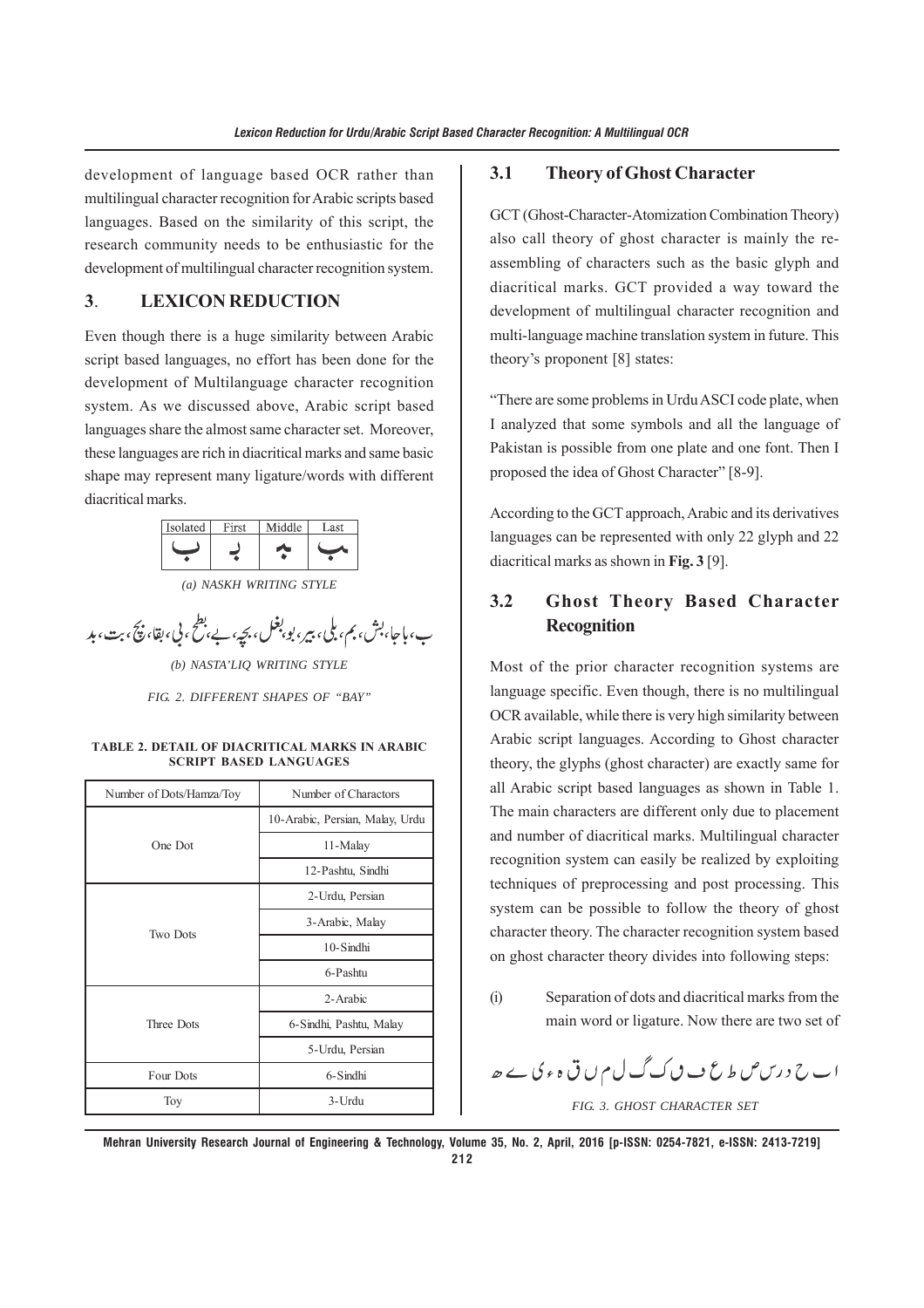development of language based OCR rather than multilingual character recognition for Arabic scripts based languages. Based on the similarity of this script, the research community needs to be enthusiastic for the development of multilingual character recognition system.

## 3. LEXICON REDUCTION

Even though there is a huge similarity between Arabic script based languages, no effort has been done for the development of Multilanguage character recognition system. As we discussed above, Arabic script based languages share the almost same character set. Moreover, these languages are rich in diacritical marks and same basic shape may represent many ligature/words with different diacritical marks.

| Isolated | First | Middle | Last |
|---|---|---|---|
| ب | بـ | ـبـ | ـب |

*(a) NASKH WRITING STYLE*

ب، باجا، بش، بم، بلی، بیر، بو، بغل، بچہ، بے، بطخ، بی، بقا، بچ، بت، بد

*(b) NASTA'LIQ WRITING STYLE*

*FIG. 2. DIFFERENT SHAPES OF "BAY"*

**TABLE 2. DETAIL OF DIACRITICAL MARKS IN ARABIC SCRIPT BASED LANGUAGES**

| Number of Dots/Hamza/Toy | Number of Charactors |
|---|---|
| One Dot | 10-Arabic, Persian, Malay, Urdu |
| | 11-Malay |
| | 12-Pashtu, Sindhi |
| Two Dots | 2-Urdu, Persian |
| | 3-Arabic, Malay |
| | 10-Sindhi |
| | 6-Pashtu |
| Three Dots | 2-Arabic |
| | 6-Sindhi, Pashtu, Malay |
| | 5-Urdu, Persian |
| Four Dots | 6-Sindhi |
| Toy | 3-Urdu |

### 3.1 Theory of Ghost Character

GCT (Ghost-Character-Atomization Combination Theory) also call theory of ghost character is mainly the re-assembling of characters such as the basic glyph and diacritical marks. GCT provided a way toward the development of multilingual character recognition and multi-language machine translation system in future. This theory's proponent [8] states:

"There are some problems in Urdu ASCI code plate, when I analyzed that some symbols and all the language of Pakistan is possible from one plate and one font. Then I proposed the idea of Ghost Character" [8-9].

According to the GCT approach, Arabic and its derivatives languages can be represented with only 22 glyph and 22 diacritical marks as shown in **Fig. 3** [9].

### 3.2 Ghost Theory Based Character Recognition

Most of the prior character recognition systems are language specific. Even though, there is no multilingual OCR available, while there is very high similarity between Arabic script languages. According to Ghost character theory, the glyphs (ghost character) are exactly same for all Arabic script based languages as shown in Table 1. The main characters are different only due to placement and number of diacritical marks. Multilingual character recognition system can easily be realized by exploiting techniques of preprocessing and post processing. This system can be possible to follow the theory of ghost character theory. The character recognition system based on ghost character theory divides into following steps:

(i) Separation of dots and diacritical marks from the main word or ligature. Now there are two set of

ا ب ح د ر س ص ط ع ف ق ک گ ل م ں ق ہ ء ی ے ھ

*FIG. 3. GHOST CHARACTER SET*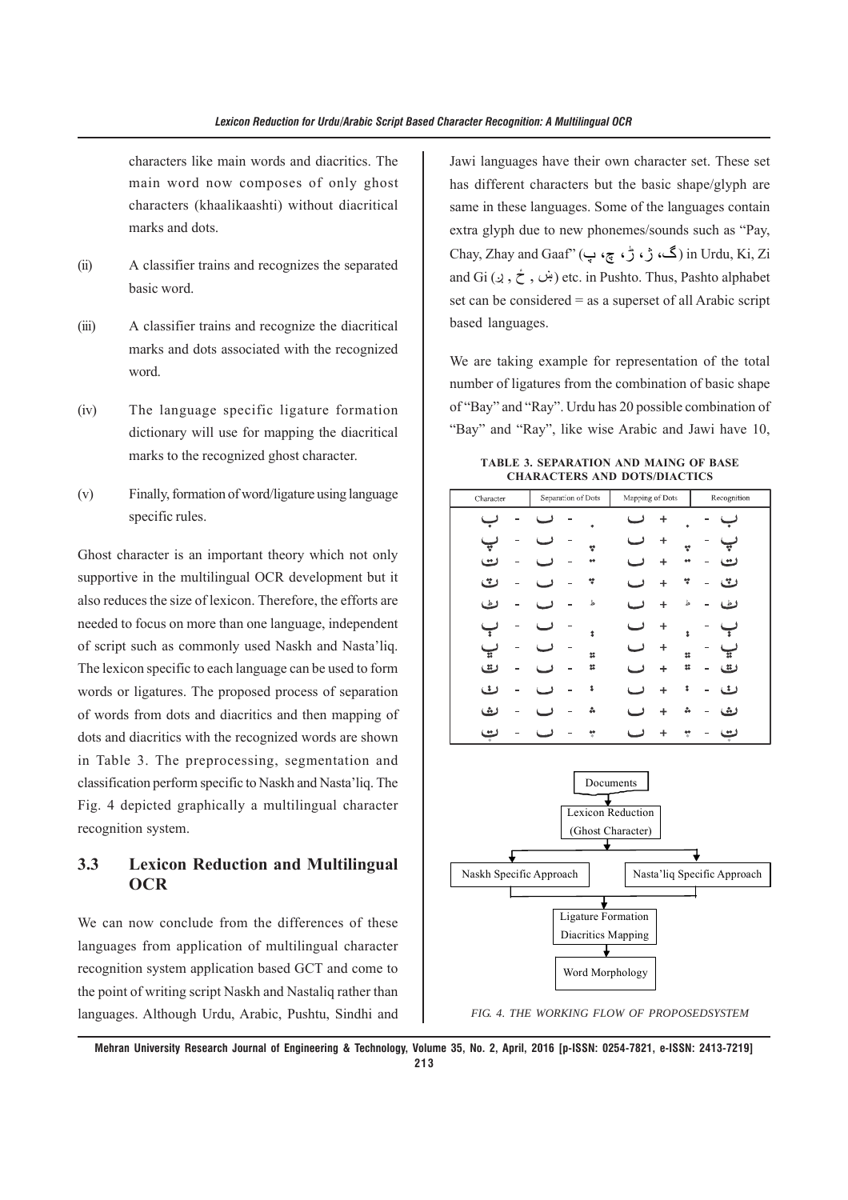characters like main words and diacritics. The main word now composes of only ghost characters (khaalikaashti) without diacritical marks and dots.

(ii) A classifier trains and recognizes the separated basic word.

(iii) A classifier trains and recognize the diacritical marks and dots associated with the recognized word.

(iv) The language specific ligature formation dictionary will use for mapping the diacritical marks to the recognized ghost character.

(v) Finally, formation of word/ligature using language specific rules.

Ghost character is an important theory which not only supportive in the multilingual OCR development but it also reduces the size of lexicon. Therefore, the efforts are needed to focus on more than one language, independent of script such as commonly used Naskh and Nasta'liq. The lexicon specific to each language can be used to form words or ligatures. The proposed process of separation of words from dots and diacritics and then mapping of dots and diacritics with the recognized words are shown in Table 3. The preprocessing, segmentation and classification perform specific to Naskh and Nasta'liq. The Fig. 4 depicted graphically a multilingual character recognition system.

### 3.3 Lexicon Reduction and Multilingual OCR

We can now conclude from the differences of these languages from application of multilingual character recognition system application based GCT and come to the point of writing script Naskh and Nastaliq rather than languages. Although Urdu, Arabic, Pushtu, Sindhi and Jawi languages have their own character set. These set has different characters but the basic shape/glyph are same in these languages. Some of the languages contain extra glyph due to new phonemes/sounds such as "Pay, Chay, Zhay and Gaaf" (گ، ژ، ڑ، چ، پ) in Urdu, Ki, Zi and Gi (ڼ , څ , ښ) etc. in Pushto. Thus, Pashto alphabet set can be considered = as a superset of all Arabic script based languages.

We are taking example for representation of the total number of ligatures from the combination of basic shape of "Bay" and "Ray". Urdu has 20 possible combination of "Bay" and "Ray", like wise Arabic and Jawi have 10,

**TABLE 3. SEPARATION AND MAING OF BASE CHARACTERS AND DOTS/DIACTICS**

| Character | Separation of Dots | Mapping of Dots | Recognition |
|---|---|---|---|
| ب | ٮ - ◌ٜ | ٮ + ◌ٜ | ب |
| پ | ٮ - ◌ٜ | ٮ + ◌ٜ | پ |
| ت | ٮ - ◌ٗ | ٮ + ◌ٗ | ت |
| ٿ | ٮ - ◌ٗ | ٮ + ◌ٗ | ٿ |
| ٹ | ٮ - ط | ٮ + ط | ٹ |
| ٻ | ٮ - ◌ٜ | ٮ + ◌ٜ | ٻ |
| ڀ | ٮ - ◌ٜ | ٮ + ◌ٜ | ڀ |
| ٽ | ٮ - ◌ٗ | ٮ + ◌ٗ | ٽ |
| ٺ | ٮ - ◌ٗ | ٮ + ◌ٗ | ٺ |
| ث | ٮ - ◌ٗ | ٮ + ◌ٗ | ث |
| ټ | ٮ - ◌ٗ | ٮ + ◌ٗ | ټ |

Documents → Lexicon Reduction (Ghost Character) → Naskh Specific Approach / Nasta'liq Specific Approach → Ligature Formation Diacritics Mapping → Word Morphology

FIG. 4. THE WORKING FLOW OF PROPOSEDSYSTEM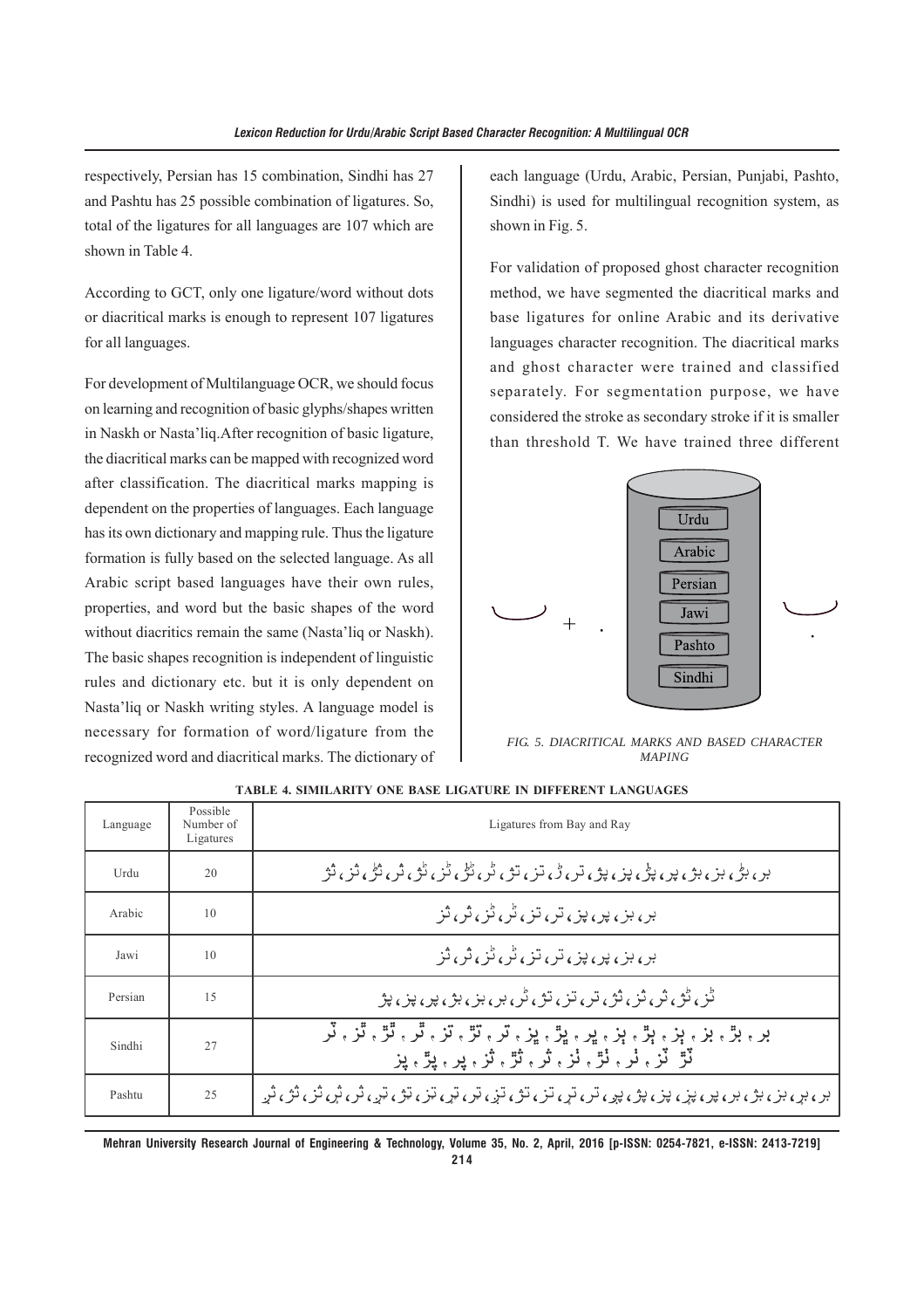respectively, Persian has 15 combination, Sindhi has 27 and Pashtu has 25 possible combination of ligatures. So, total of the ligatures for all languages are 107 which are shown in Table 4.

According to GCT, only one ligature/word without dots or diacritical marks is enough to represent 107 ligatures for all languages.

For development of Multilanguage OCR, we should focus on learning and recognition of basic glyphs/shapes written in Naskh or Nasta'liq.After recognition of basic ligature, the diacritical marks can be mapped with recognized word after classification. The diacritical marks mapping is dependent on the properties of languages. Each language has its own dictionary and mapping rule. Thus the ligature formation is fully based on the selected language. As all Arabic script based languages have their own rules, properties, and word but the basic shapes of the word without diacritics remain the same (Nasta'liq or Naskh). The basic shapes recognition is independent of linguistic rules and dictionary etc. but it is only dependent on Nasta'liq or Naskh writing styles. A language model is necessary for formation of word/ligature from the recognized word and diacritical marks. The dictionary of each language (Urdu, Arabic, Persian, Punjabi, Pashto, Sindhi) is used for multilingual recognition system, as shown in Fig. 5.

For validation of proposed ghost character recognition method, we have segmented the diacritical marks and base ligatures for online Arabic and its derivative languages character recognition. The diacritical marks and ghost character were trained and classified separately. For segmentation purpose, we have considered the stroke as secondary stroke if it is smaller than threshold T. We have trained three different

Urdu
Arabic
Persian
Jawi
Pashto
Sindhi

*FIG. 5. DIACRITICAL MARKS AND BASED CHARACTER MAPING*

**TABLE 4. SIMILARITY ONE BASE LIGATURE IN DIFFERENT LANGUAGES**

| Language | Possible Number of Ligatures | Ligatures from Bay and Ray |
|---|---|---|
| Urdu | 20 | بر، بڑ، بز، بژ، پر، پڑ، پز، پژ، تر، تڑ، تز، تژ، ٹر، ٹڑ، ٹز، ٹژ، ثر، ثڑ، ثز، ثژ |
| Arabic | 10 | بر، بز، پر، پز، تر، تز، ٹر، ٹز، ثر، ثز |
| Jawi | 10 | بر، بز، پر، پز، تر، تز، ٹر، ٹز، ثر، ثز |
| Persian | 15 | ٹز، ٹژ، ثر، ثژ، ثز، تر، تز، تژ، ٹر، بر، بز، بژ، پر، پز، پژ |
| Sindhi | 27 | بر ، بڙ ، بز ، پڙ ، پز ، پر ، پڙ ، پز ، تر ، تڙ ، تز ، ٿر ، ٿڙ ، ٿز ، ٽر ، ٽڙ ، ٽز ، ٺر ، ٺڙ ، ٺز ، ثر ، ثڙ ، ثز ، پر ، پڙ ، پز |
| Pashtu | 25 | بر، بړ، بز، بژ، بر، پر، پړ، پز، پژ، پږ، تر، تړ، تز، تژ، تږ، تر، تړ، تز، تژ، تږ، ثر، ثړ، ثز، ثژ، ثږ |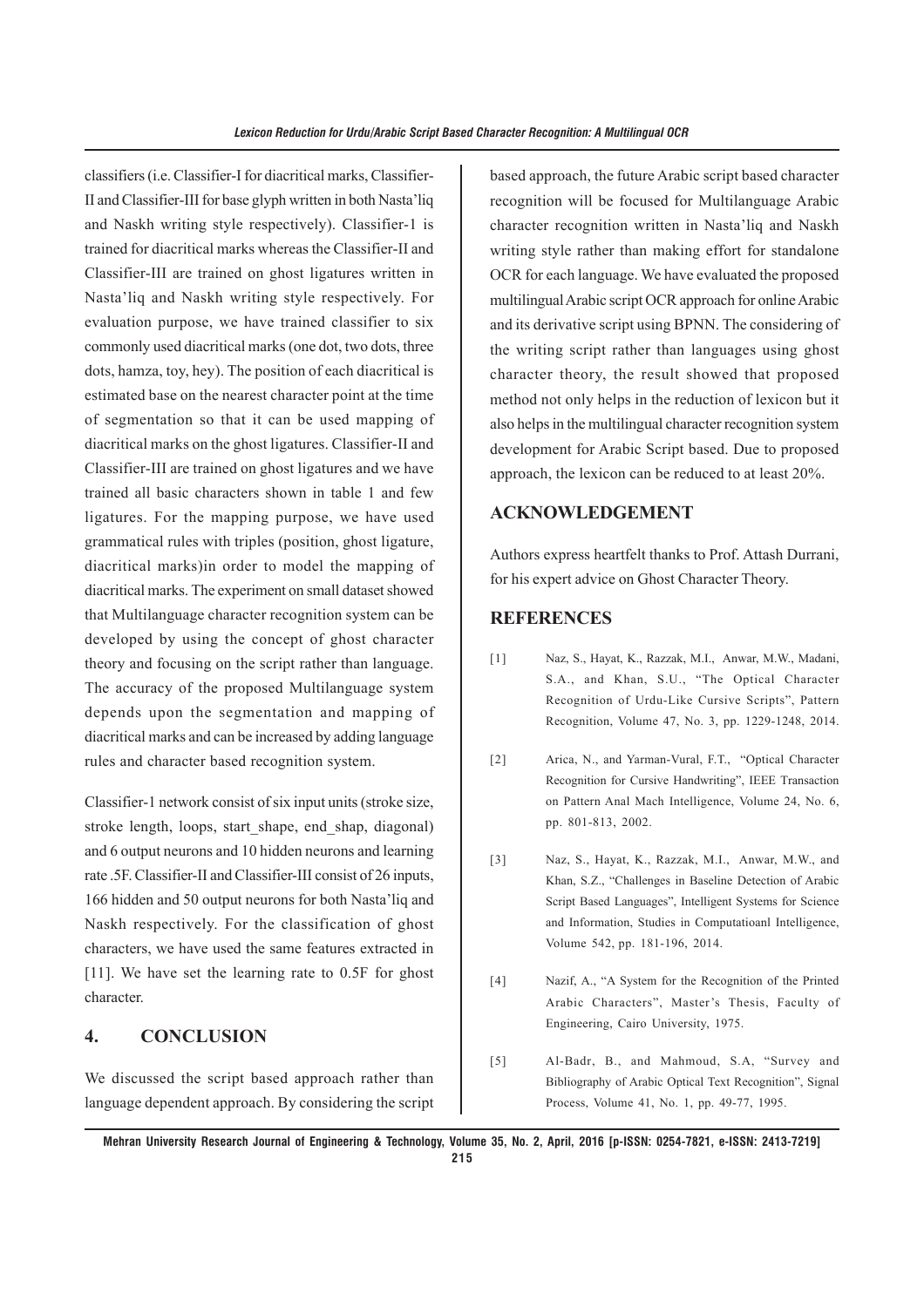classifiers (i.e. Classifier-I for diacritical marks, Classifier-II and Classifier-III for base glyph written in both Nasta'liq and Naskh writing style respectively). Classifier-1 is trained for diacritical marks whereas the Classifier-II and Classifier-III are trained on ghost ligatures written in Nasta'liq and Naskh writing style respectively. For evaluation purpose, we have trained classifier to six commonly used diacritical marks (one dot, two dots, three dots, hamza, toy, hey). The position of each diacritical is estimated base on the nearest character point at the time of segmentation so that it can be used mapping of diacritical marks on the ghost ligatures. Classifier-II and Classifier-III are trained on ghost ligatures and we have trained all basic characters shown in table 1 and few ligatures. For the mapping purpose, we have used grammatical rules with triples (position, ghost ligature, diacritical marks)in order to model the mapping of diacritical marks. The experiment on small dataset showed that Multilanguage character recognition system can be developed by using the concept of ghost character theory and focusing on the script rather than language. The accuracy of the proposed Multilanguage system depends upon the segmentation and mapping of diacritical marks and can be increased by adding language rules and character based recognition system.

Classifier-1 network consist of six input units (stroke size, stroke length, loops, start_shape, end_shap, diagonal) and 6 output neurons and 10 hidden neurons and learning rate .5F. Classifier-II and Classifier-III consist of 26 inputs, 166 hidden and 50 output neurons for both Nasta'liq and Naskh respectively. For the classification of ghost characters, we have used the same features extracted in [11]. We have set the learning rate to 0.5F for ghost character.

## 4. CONCLUSION

We discussed the script based approach rather than language dependent approach. By considering the script based approach, the future Arabic script based character recognition will be focused for Multilanguage Arabic character recognition written in Nasta'liq and Naskh writing style rather than making effort for standalone OCR for each language. We have evaluated the proposed multilingual Arabic script OCR approach for online Arabic and its derivative script using BPNN. The considering of the writing script rather than languages using ghost character theory, the result showed that proposed method not only helps in the reduction of lexicon but it also helps in the multilingual character recognition system development for Arabic Script based. Due to proposed approach, the lexicon can be reduced to at least 20%.

## ACKNOWLEDGEMENT

Authors express heartfelt thanks to Prof. Attash Durrani, for his expert advice on Ghost Character Theory.

## REFERENCES

[1] Naz, S., Hayat, K., Razzak, M.I., Anwar, M.W., Madani, S.A., and Khan, S.U., "The Optical Character Recognition of Urdu-Like Cursive Scripts", Pattern Recognition, Volume 47, No. 3, pp. 1229-1248, 2014.

[2] Arica, N., and Yarman-Vural, F.T., "Optical Character Recognition for Cursive Handwriting", IEEE Transaction on Pattern Anal Mach Intelligence, Volume 24, No. 6, pp. 801-813, 2002.

[3] Naz, S., Hayat, K., Razzak, M.I., Anwar, M.W., and Khan, S.Z., "Challenges in Baseline Detection of Arabic Script Based Languages", Intelligent Systems for Science and Information, Studies in Computatioanl Intelligence, Volume 542, pp. 181-196, 2014.

[4] Nazif, A., "A System for the Recognition of the Printed Arabic Characters", Master's Thesis, Faculty of Engineering, Cairo University, 1975.

[5] Al-Badr, B., and Mahmoud, S.A, "Survey and Bibliography of Arabic Optical Text Recognition", Signal Process, Volume 41, No. 1, pp. 49-77, 1995.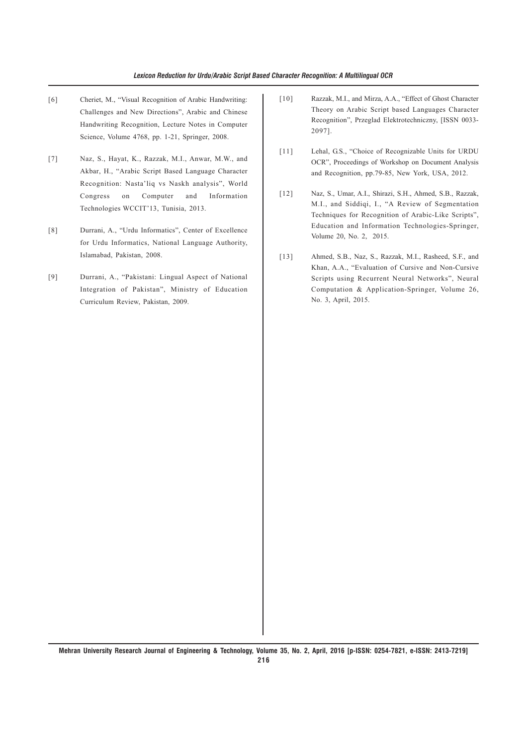[6] Cheriet, M., "Visual Recognition of Arabic Handwriting: Challenges and New Directions", Arabic and Chinese Handwriting Recognition, Lecture Notes in Computer Science, Volume 4768, pp. 1-21, Springer, 2008.

[7] Naz, S., Hayat, K., Razzak, M.I., Anwar, M.W., and Akbar, H., "Arabic Script Based Language Character Recognition: Nasta'liq vs Naskh analysis", World Congress on Computer and Information Technologies WCCIT'13, Tunisia, 2013.

[8] Durrani, A., "Urdu Informatics", Center of Excellence for Urdu Informatics, National Language Authority, Islamabad, Pakistan, 2008.

[9] Durrani, A., "Pakistani: Lingual Aspect of National Integration of Pakistan", Ministry of Education Curriculum Review, Pakistan, 2009.

[10] Razzak, M.I., and Mirza, A.A., "Effect of Ghost Character Theory on Arabic Script based Languages Character Recognition", Przeglad Elektrotechniczny, [ISSN 0033-2097].

[11] Lehal, G.S., "Choice of Recognizable Units for URDU OCR", Proceedings of Workshop on Document Analysis and Recognition, pp.79-85, New York, USA, 2012.

[12] Naz, S., Umar, A.I., Shirazi, S.H., Ahmed, S.B., Razzak, M.I., and Siddiqi, I., "A Review of Segmentation Techniques for Recognition of Arabic-Like Scripts", Education and Information Technologies-Springer, Volume 20, No. 2, 2015.

[13] Ahmed, S.B., Naz, S., Razzak, M.I., Rasheed, S.F., and Khan, A.A., "Evaluation of Cursive and Non-Cursive Scripts using Recurrent Neural Networks", Neural Computation & Application-Springer, Volume 26, No. 3, April, 2015.